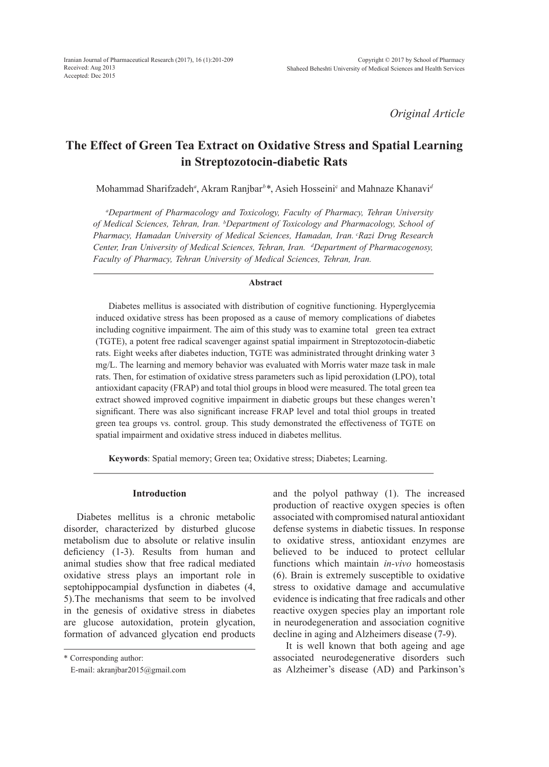*Original Article*

# The Effect of Green Tea Extract on Oxidative Stress and Spatial Learning in Streptozotocin-diabetic Rats

Mohammad Sharifzadeh[a], Akram Ranjbar[b]*, Asieh Hosseini[c] and Mahnaze Khanavi[d]

*[a]Department of Pharmacology and Toxicology, Faculty of Pharmacy, Tehran University of Medical Sciences, Tehran, Iran. [b]Department of Toxicology and Pharmacology, School of Pharmacy, Hamadan University of Medical Sciences, Hamadan, Iran. [c]Razi Drug Research Center, Iran University of Medical Sciences, Tehran, Iran. [d]Department of Pharmacogenosy, Faculty of Pharmacy, Tehran University of Medical Sciences, Tehran, Iran.*

## Abstract

Diabetes mellitus is associated with distribution of cognitive functioning. Hyperglycemia induced oxidative stress has been proposed as a cause of memory complications of diabetes including cognitive impairment. The aim of this study was to examine total green tea extract (TGTE), a potent free radical scavenger against spatial impairment in Streptozotocin-diabetic rats. Eight weeks after diabetes induction, TGTE was administrated throught drinking water 3 mg/L. The learning and memory behavior was evaluated with Morris water maze task in male rats. Then, for estimation of oxidative stress parameters such as lipid peroxidation (LPO), total antioxidant capacity (FRAP) and total thiol groups in blood were measured. The total green tea extract showed improved cognitive impairment in diabetic groups but these changes weren't significant. There was also significant increase FRAP level and total thiol groups in treated green tea groups vs. control. group. This study demonstrated the effectiveness of TGTE on spatial impairment and oxidative stress induced in diabetes mellitus.

**Keywords**: Spatial memory; Green tea; Oxidative stress; Diabetes; Learning.

## Introduction

Diabetes mellitus is a chronic metabolic disorder, characterized by disturbed glucose metabolism due to absolute or relative insulin deficiency (1-3). Results from human and animal studies show that free radical mediated oxidative stress plays an important role in septohippocampial dysfunction in diabetes (4, 5).The mechanisms that seem to be involved in the genesis of oxidative stress in diabetes are glucose autoxidation, protein glycation, formation of advanced glycation end products and the polyol pathway (1). The increased production of reactive oxygen species is often associated with compromised natural antioxidant defense systems in diabetic tissues. In response to oxidative stress, antioxidant enzymes are believed to be induced to protect cellular functions which maintain *in-vivo* homeostasis (6). Brain is extremely susceptible to oxidative stress to oxidative damage and accumulative evidence is indicating that free radicals and other reactive oxygen species play an important role in neurodegeneration and association cognitive decline in aging and Alzheimers disease (7-9).

It is well known that both ageing and age associated neurodegenerative disorders such as Alzheimer's disease (AD) and Parkinson's

\* Corresponding author:
E-mail: akranjbar2015@gmail.com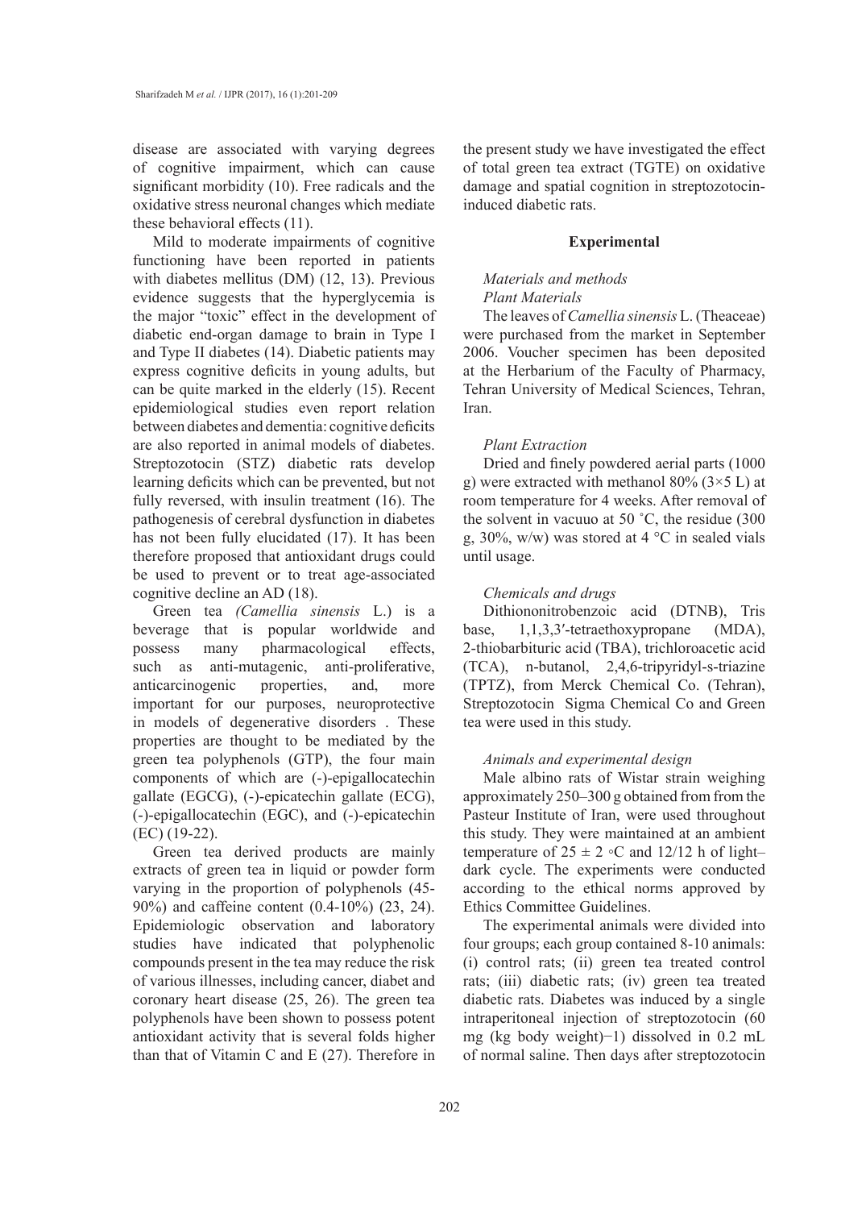disease are associated with varying degrees of cognitive impairment, which can cause significant morbidity (10). Free radicals and the oxidative stress neuronal changes which mediate these behavioral effects (11).

Mild to moderate impairments of cognitive functioning have been reported in patients with diabetes mellitus (DM) (12, 13). Previous evidence suggests that the hyperglycemia is the major "toxic" effect in the development of diabetic end-organ damage to brain in Type I and Type II diabetes (14). Diabetic patients may express cognitive deficits in young adults, but can be quite marked in the elderly (15). Recent epidemiological studies even report relation between diabetes and dementia: cognitive deficits are also reported in animal models of diabetes. Streptozotocin (STZ) diabetic rats develop learning deficits which can be prevented, but not fully reversed, with insulin treatment (16). The pathogenesis of cerebral dysfunction in diabetes has not been fully elucidated (17). It has been therefore proposed that antioxidant drugs could be used to prevent or to treat age-associated cognitive decline an AD (18).

Green tea *(Camellia sinensis* L.) is a beverage that is popular worldwide and possess many pharmacological effects, such as anti-mutagenic, anti-proliferative, anticarcinogenic properties, and, more important for our purposes, neuroprotective in models of degenerative disorders . These properties are thought to be mediated by the green tea polyphenols (GTP), the four main components of which are (-)-epigallocatechin gallate (EGCG), (-)-epicatechin gallate (ECG), (-)-epigallocatechin (EGC), and (-)-epicatechin (EC) (19-22).

Green tea derived products are mainly extracts of green tea in liquid or powder form varying in the proportion of polyphenols (45-90%) and caffeine content (0.4-10%) (23, 24). Epidemiologic observation and laboratory studies have indicated that polyphenolic compounds present in the tea may reduce the risk of various illnesses, including cancer, diabet and coronary heart disease (25, 26). The green tea polyphenols have been shown to possess potent antioxidant activity that is several folds higher than that of Vitamin C and E (27). Therefore in the present study we have investigated the effect of total green tea extract (TGTE) on oxidative damage and spatial cognition in streptozotocin-induced diabetic rats.

## Experimental

### *Materials and methods*

#### *Plant Materials*

The leaves of *Camellia sinensis* L. (Theaceae) were purchased from the market in September 2006. Voucher specimen has been deposited at the Herbarium of the Faculty of Pharmacy, Tehran University of Medical Sciences, Tehran, Iran.

#### *Plant Extraction*

Dried and finely powdered aerial parts (1000 g) were extracted with methanol 80% (3×5 L) at room temperature for 4 weeks. After removal of the solvent in vacuuo at 50 ˚C, the residue (300 g, 30%, w/w) was stored at 4 °C in sealed vials until usage.

#### *Chemicals and drugs*

Dithiononitrobenzoic acid (DTNB), Tris base, 1,1,3,3′-tetraethoxypropane (MDA), 2-thiobarbituric acid (TBA), trichloroacetic acid (TCA), n-butanol, 2,4,6-tripyridyl-s-triazine (TPTZ), from Merck Chemical Co. (Tehran), Streptozotocin Sigma Chemical Co and Green tea were used in this study.

#### *Animals and experimental design*

Male albino rats of Wistar strain weighing approximately 250–300 g obtained from from the Pasteur Institute of Iran, were used throughout this study. They were maintained at an ambient temperature of 25 ± 2 ◦C and 12/12 h of light–dark cycle. The experiments were conducted according to the ethical norms approved by Ethics Committee Guidelines.

The experimental animals were divided into four groups; each group contained 8-10 animals: (i) control rats; (ii) green tea treated control rats; (iii) diabetic rats; (iv) green tea treated diabetic rats. Diabetes was induced by a single intraperitoneal injection of streptozotocin (60 mg (kg body weight)−1) dissolved in 0.2 mL of normal saline. Then days after streptozotocin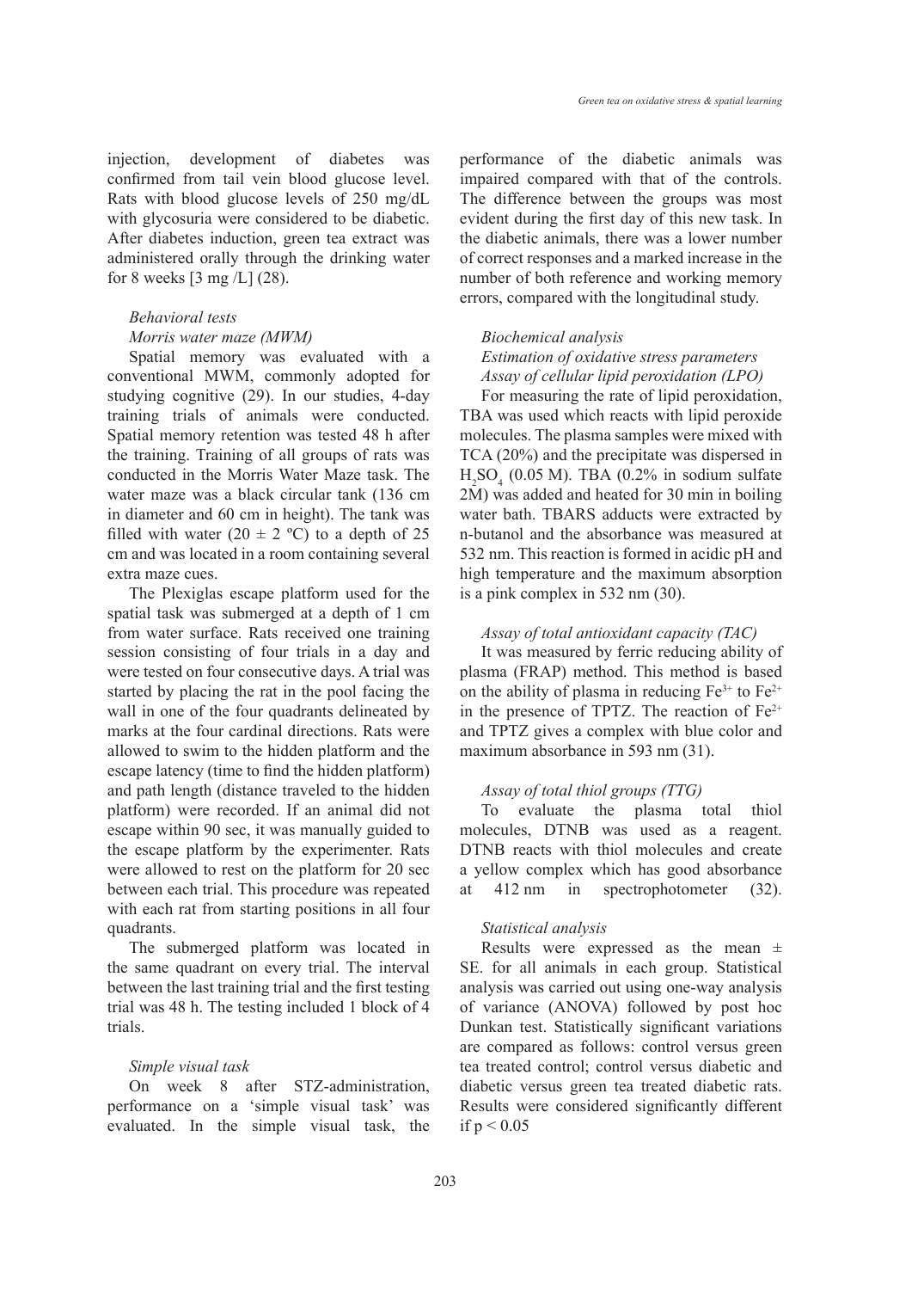injection, development of diabetes was confirmed from tail vein blood glucose level. Rats with blood glucose levels of 250 mg/dL with glycosuria were considered to be diabetic. After diabetes induction, green tea extract was administered orally through the drinking water for 8 weeks [3 mg /L] (28).

### *Behavioral tests*

#### *Morris water maze (MWM)*

Spatial memory was evaluated with a conventional MWM, commonly adopted for studying cognitive (29). In our studies, 4-day training trials of animals were conducted. Spatial memory retention was tested 48 h after the training. Training of all groups of rats was conducted in the Morris Water Maze task. The water maze was a black circular tank (136 cm in diameter and 60 cm in height). The tank was filled with water (20 ± 2 ºC) to a depth of 25 cm and was located in a room containing several extra maze cues.

The Plexiglas escape platform used for the spatial task was submerged at a depth of 1 cm from water surface. Rats received one training session consisting of four trials in a day and were tested on four consecutive days. A trial was started by placing the rat in the pool facing the wall in one of the four quadrants delineated by marks at the four cardinal directions. Rats were allowed to swim to the hidden platform and the escape latency (time to find the hidden platform) and path length (distance traveled to the hidden platform) were recorded. If an animal did not escape within 90 sec, it was manually guided to the escape platform by the experimenter. Rats were allowed to rest on the platform for 20 sec between each trial. This procedure was repeated with each rat from starting positions in all four quadrants.

The submerged platform was located in the same quadrant on every trial. The interval between the last training trial and the first testing trial was 48 h. The testing included 1 block of 4 trials.

#### *Simple visual task*

On week 8 after STZ-administration, performance on a 'simple visual task' was evaluated. In the simple visual task, the performance of the diabetic animals was impaired compared with that of the controls. The difference between the groups was most evident during the first day of this new task. In the diabetic animals, there was a lower number of correct responses and a marked increase in the number of both reference and working memory errors, compared with the longitudinal study.

### *Biochemical analysis*

#### *Estimation of oxidative stress parameters*

#### *Assay of cellular lipid peroxidation (LPO)*

For measuring the rate of lipid peroxidation, TBA was used which reacts with lipid peroxide molecules. The plasma samples were mixed with TCA (20%) and the precipitate was dispersed in $H_2SO_4$ (0.05 M). TBA (0.2% in sodium sulfate 2M) was added and heated for 30 min in boiling water bath. TBARS adducts were extracted by n-butanol and the absorbance was measured at 532 nm. This reaction is formed in acidic pH and high temperature and the maximum absorption is a pink complex in 532 nm (30).

#### *Assay of total antioxidant capacity (TAC)*

It was measured by ferric reducing ability of plasma (FRAP) method. This method is based on the ability of plasma in reducing $Fe^{3+}$ to $Fe^{2+}$ in the presence of TPTZ. The reaction of $Fe^{2+}$ and TPTZ gives a complex with blue color and maximum absorbance in 593 nm (31).

#### *Assay of total thiol groups (TTG)*

To evaluate the plasma total thiol molecules, DTNB was used as a reagent. DTNB reacts with thiol molecules and create a yellow complex which has good absorbance at 412 nm in spectrophotometer (32).

### *Statistical analysis*

Results were expressed as the mean ± SE. for all animals in each group. Statistical analysis was carried out using one-way analysis of variance (ANOVA) followed by post hoc Dunkan test. Statistically significant variations are compared as follows: control versus green tea treated control; control versus diabetic and diabetic versus green tea treated diabetic rats. Results were considered significantly different if $p < 0.05$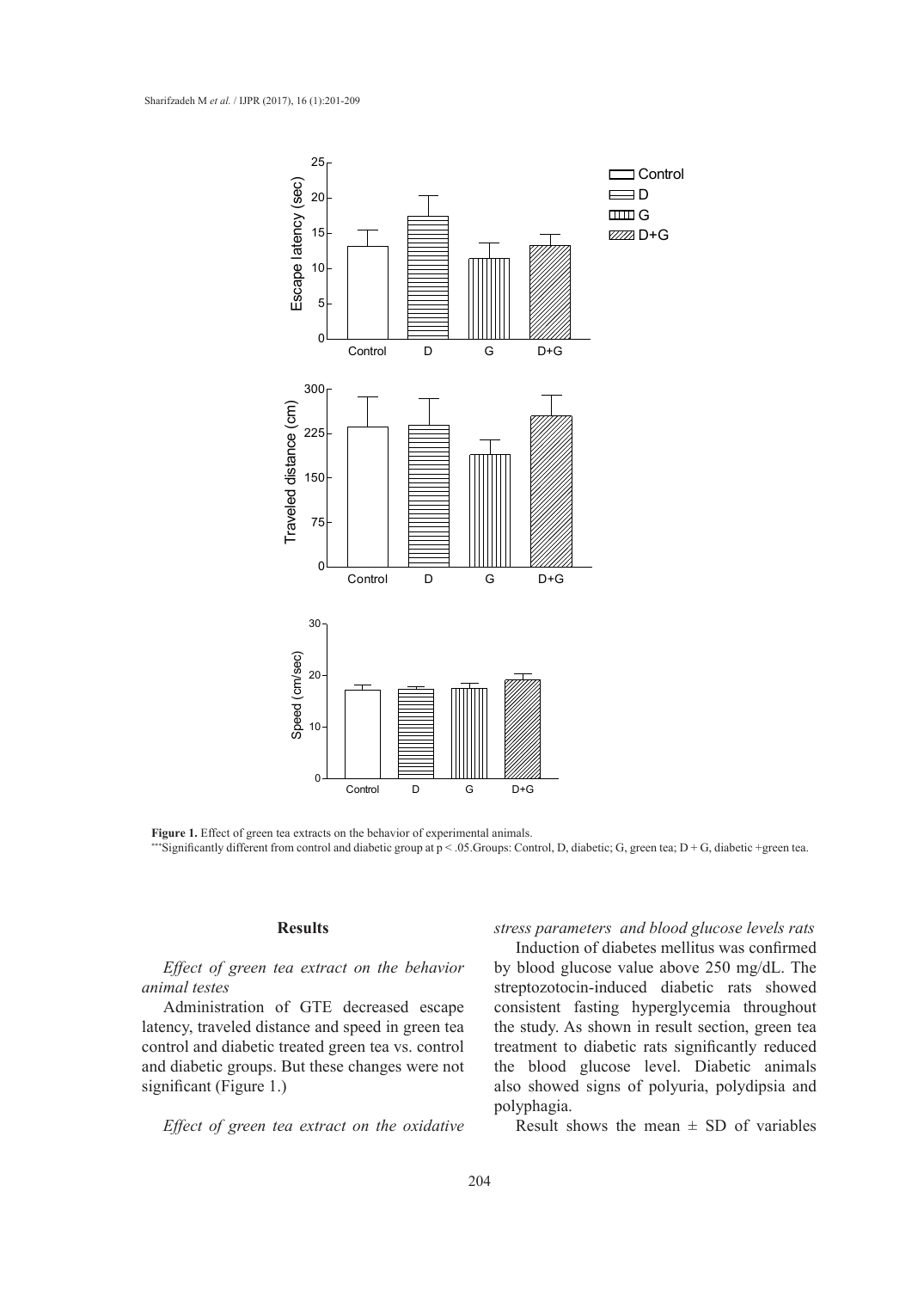**Figure 1.** Effect of green tea extracts on the behavior of experimental animals.
***Significantly different from control and diabetic group at p < .05.Groups: Control, D, diabetic; G, green tea; D + G, diabetic +green tea.

## Results

*Effect of green tea extract on the behavior animal testes*

Administration of GTE decreased escape latency, traveled distance and speed in green tea control and diabetic treated green tea vs. control and diabetic groups. But these changes were not significant (Figure 1.)

*Effect of green tea extract on the oxidative stress parameters and blood glucose levels rats*

Induction of diabetes mellitus was confirmed by blood glucose value above 250 mg/dL. The streptozotocin-induced diabetic rats showed consistent fasting hyperglycemia throughout the study. As shown in result section, green tea treatment to diabetic rats significantly reduced the blood glucose level. Diabetic animals also showed signs of polyuria, polydipsia and polyphagia.

Result shows the mean ± SD of variables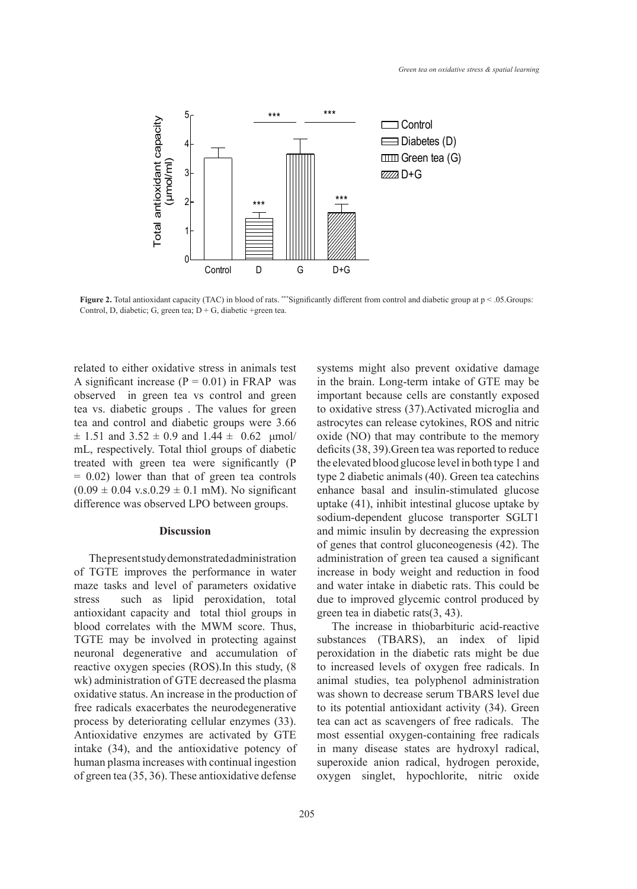**Figure 2.** Total antioxidant capacity (TAC) in blood of rats. ***Significantly different from control and diabetic group at p < .05.Groups: Control, D, diabetic; G, green tea; D + G, diabetic +green tea.

related to either oxidative stress in animals test A significant increase ($P = 0.01$) in FRAP was observed in green tea vs control and green tea vs. diabetic groups . The values for green tea and control and diabetic groups were 3.66 ± 1.51 and 3.52 ± 0.9 and 1.44 ± 0.62 μmol/mL, respectively. Total thiol groups of diabetic treated with green tea were significantly ($P = 0.02$) lower than that of green tea controls (0.09 ± 0.04 v.s.0.29 ± 0.1 mM). No significant difference was observed LPO between groups.

## Discussion

The present study demonstrated administration of TGTE improves the performance in water maze tasks and level of parameters oxidative stress such as lipid peroxidation, total antioxidant capacity and total thiol groups in blood correlates with the MWM score. Thus, TGTE may be involved in protecting against neuronal degenerative and accumulation of reactive oxygen species (ROS).In this study, (8 wk) administration of GTE decreased the plasma oxidative status. An increase in the production of free radicals exacerbates the neurodegenerative process by deteriorating cellular enzymes (33). Antioxidative enzymes are activated by GTE intake (34), and the antioxidative potency of human plasma increases with continual ingestion of green tea (35, 36). These antioxidative defense systems might also prevent oxidative damage in the brain. Long-term intake of GTE may be important because cells are constantly exposed to oxidative stress (37).Activated microglia and astrocytes can release cytokines, ROS and nitric oxide (NO) that may contribute to the memory deficits (38, 39).Green tea was reported to reduce the elevated blood glucose level in both type 1 and type 2 diabetic animals (40). Green tea catechins enhance basal and insulin-stimulated glucose uptake (41), inhibit intestinal glucose uptake by sodium-dependent glucose transporter SGLT1 and mimic insulin by decreasing the expression of genes that control gluconeogenesis (42). The administration of green tea caused a significant increase in body weight and reduction in food and water intake in diabetic rats. This could be due to improved glycemic control produced by green tea in diabetic rats(3, 43).

The increase in thiobarbituric acid-reactive substances (TBARS), an index of lipid peroxidation in the diabetic rats might be due to increased levels of oxygen free radicals. In animal studies, tea polyphenol administration was shown to decrease serum TBARS level due to its potential antioxidant activity (34). Green tea can act as scavengers of free radicals. The most essential oxygen-containing free radicals in many disease states are hydroxyl radical, superoxide anion radical, hydrogen peroxide, oxygen singlet, hypochlorite, nitric oxide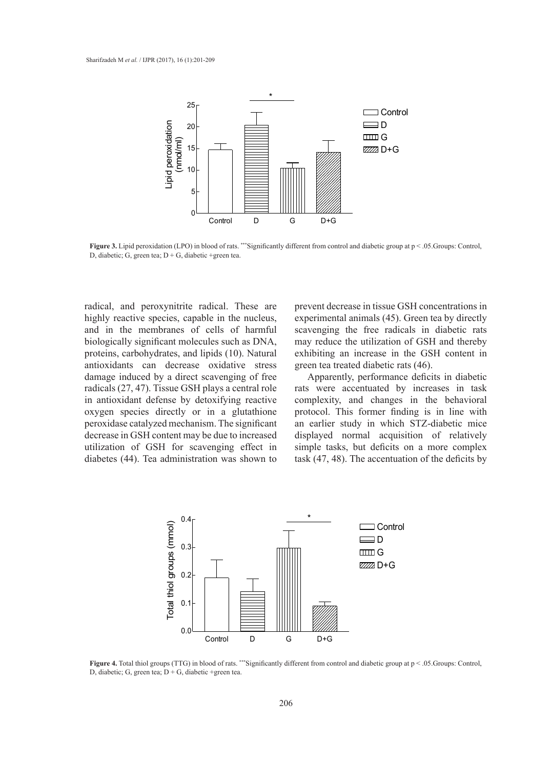**Figure 3.** Lipid peroxidation (LPO) in blood of rats. ***Significantly different from control and diabetic group at p < .05.Groups: Control, D, diabetic; G, green tea; D + G, diabetic +green tea.

radical, and peroxynitrite radical. These are highly reactive species, capable in the nucleus, and in the membranes of cells of harmful biologically significant molecules such as DNA, proteins, carbohydrates, and lipids (10). Natural antioxidants can decrease oxidative stress damage induced by a direct scavenging of free radicals (27, 47). Tissue GSH plays a central role in antioxidant defense by detoxifying reactive oxygen species directly or in a glutathione peroxidase catalyzed mechanism. The significant decrease in GSH content may be due to increased utilization of GSH for scavenging effect in diabetes (44). Tea administration was shown to prevent decrease in tissue GSH concentrations in experimental animals (45). Green tea by directly scavenging the free radicals in diabetic rats may reduce the utilization of GSH and thereby exhibiting an increase in the GSH content in green tea treated diabetic rats (46).

Apparently, performance deficits in diabetic rats were accentuated by increases in task complexity, and changes in the behavioral protocol. This former finding is in line with an earlier study in which STZ-diabetic mice displayed normal acquisition of relatively simple tasks, but deficits on a more complex task (47, 48). The accentuation of the deficits by

**Figure 4.** Total thiol groups (TTG) in blood of rats. ***Significantly different from control and diabetic group at p < .05.Groups: Control, D, diabetic; G, green tea; D + G, diabetic +green tea.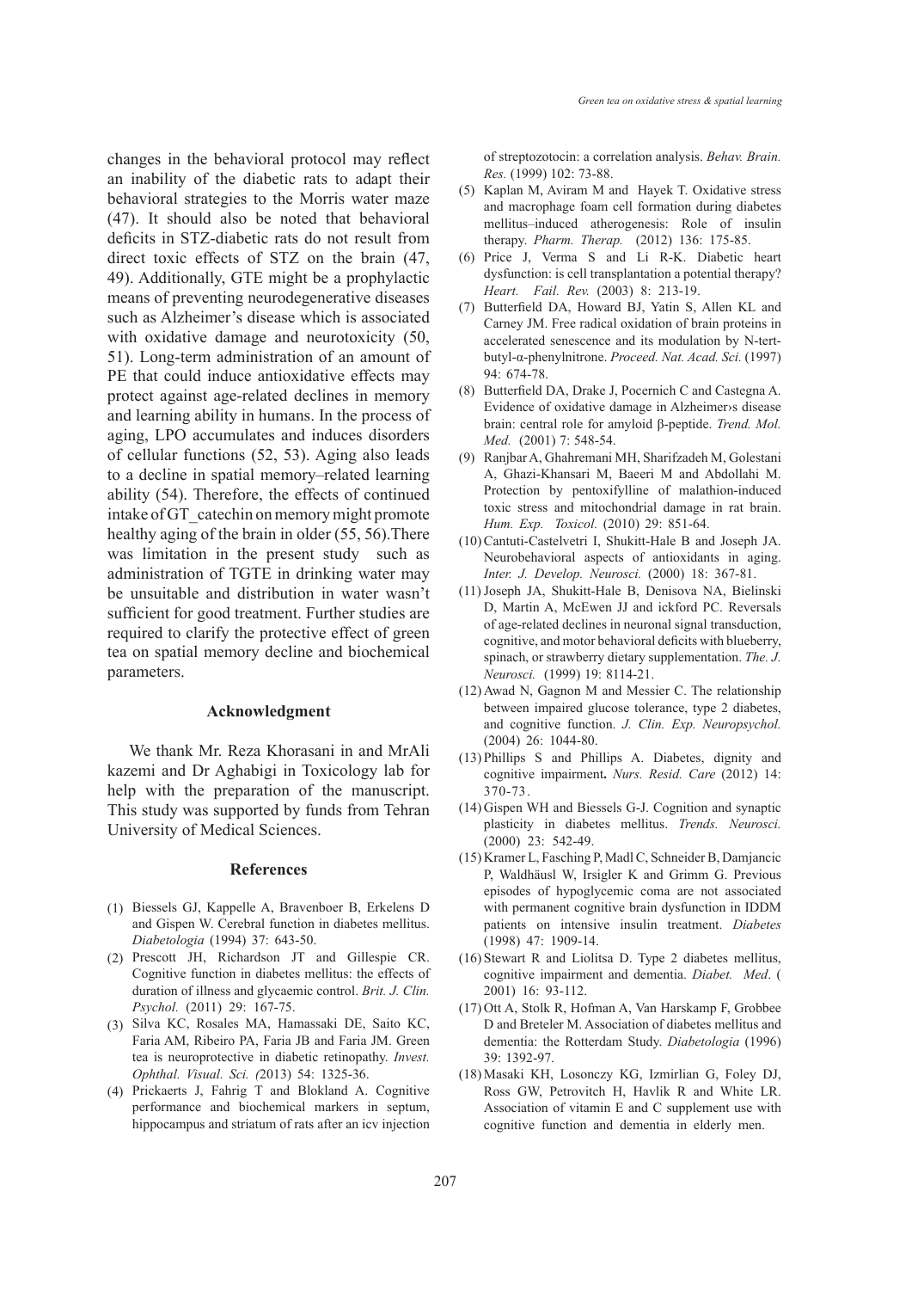changes in the behavioral protocol may reflect an inability of the diabetic rats to adapt their behavioral strategies to the Morris water maze (47). It should also be noted that behavioral deficits in STZ-diabetic rats do not result from direct toxic effects of STZ on the brain (47, 49). Additionally, GTE might be a prophylactic means of preventing neurodegenerative diseases such as Alzheimer's disease which is associated with oxidative damage and neurotoxicity (50, 51). Long-term administration of an amount of PE that could induce antioxidative effects may protect against age-related declines in memory and learning ability in humans. In the process of aging, LPO accumulates and induces disorders of cellular functions (52, 53). Aging also leads to a decline in spatial memory–related learning ability (54). Therefore, the effects of continued intake of GT_catechin on memory might promote healthy aging of the brain in older (55, 56).There was limitation in the present study such as administration of TGTE in drinking water may be unsuitable and distribution in water wasn't sufficient for good treatment. Further studies are required to clarify the protective effect of green tea on spatial memory decline and biochemical parameters.

## Acknowledgment

We thank Mr. Reza Khorasani in and MrAli kazemi and Dr Aghabigi in Toxicology lab for help with the preparation of the manuscript. This study was supported by funds from Tehran University of Medical Sciences.

## References

(1) Biessels GJ, Kappelle A, Bravenboer B, Erkelens D and Gispen W. Cerebral function in diabetes mellitus. *Diabetologia* (1994) 37: 643-50.

(2) Prescott JH, Richardson JT and Gillespie CR. Cognitive function in diabetes mellitus: the effects of duration of illness and glycaemic control. *Brit. J. Clin. Psychol.* (2011) 29: 167-75.

(3) Silva KC, Rosales MA, Hamassaki DE, Saito KC, Faria AM, Ribeiro PA, Faria JB and Faria JM. Green tea is neuroprotective in diabetic retinopathy. *Invest. Ophthal. Visual. Sci. (*2013) 54: 1325-36.

(4) Prickaerts J, Fahrig T and Blokland A. Cognitive performance and biochemical markers in septum, hippocampus and striatum of rats after an icv injection of streptozotocin: a correlation analysis. *Behav. Brain. Res.* (1999) 102: 73-88.

(5) Kaplan M, Aviram M and Hayek T. Oxidative stress and macrophage foam cell formation during diabetes mellitus–induced atherogenesis: Role of insulin therapy. *Pharm. Therap.* (2012) 136: 175-85.

(6) Price J, Verma S and Li R-K. Diabetic heart dysfunction: is cell transplantation a potential therapy? *Heart. Fail. Rev.* (2003) 8: 213-19.

(7) Butterfield DA, Howard BJ, Yatin S, Allen KL and Carney JM. Free radical oxidation of brain proteins in accelerated senescence and its modulation by N-tert-butyl-α-phenylnitrone. *Proceed. Nat. Acad. Sci.* (1997) 94: 674-78.

(8) Butterfield DA, Drake J, Pocernich C and Castegna A. Evidence of oxidative damage in Alzheimer›s disease brain: central role for amyloid β-peptide. *Trend. Mol. Med.* (2001) 7: 548-54.

(9) Ranjbar A, Ghahremani MH, Sharifzadeh M, Golestani A, Ghazi-Khansari M, Baeeri M and Abdollahi M. Protection by pentoxifylline of malathion-induced toxic stress and mitochondrial damage in rat brain. *Hum. Exp. Toxicol.* (2010) 29: 851-64.

(10) Cantuti-Castelvetri I, Shukitt-Hale B and Joseph JA. Neurobehavioral aspects of antioxidants in aging. *Inter. J. Develop. Neurosci.* (2000) 18: 367-81.

(11) Joseph JA, Shukitt-Hale B, Denisova NA, Bielinski D, Martin A, McEwen JJ and ickford PC. Reversals of age-related declines in neuronal signal transduction, cognitive, and motor behavioral deficits with blueberry, spinach, or strawberry dietary supplementation. *The. J. Neurosci.* (1999) 19: 8114-21.

(12) Awad N, Gagnon M and Messier C. The relationship between impaired glucose tolerance, type 2 diabetes, and cognitive function. *J. Clin. Exp. Neuropsychol.* (2004) 26: 1044-80.

(13) Phillips S and Phillips A. Diabetes, dignity and cognitive impairment**.** *Nurs. Resid. Care* (2012) 14: 370-73.

(14) Gispen WH and Biessels G-J. Cognition and synaptic plasticity in diabetes mellitus. *Trends. Neurosci.* (2000) 23: 542-49.

(15) Kramer L, Fasching P, Madl C, Schneider B, Damjancic P, Waldhäusl W, Irsigler K and Grimm G. Previous episodes of hypoglycemic coma are not associated with permanent cognitive brain dysfunction in IDDM patients on intensive insulin treatment. *Diabetes* (1998) 47: 1909-14.

(16) Stewart R and Liolitsa D. Type 2 diabetes mellitus, cognitive impairment and dementia. *Diabet. Med*. ( 2001) 16: 93-112.

(17) Ott A, Stolk R, Hofman A, Van Harskamp F, Grobbee D and Breteler M. Association of diabetes mellitus and dementia: the Rotterdam Study. *Diabetologia* (1996) 39: 1392-97.

(18) Masaki KH, Losonczy KG, Izmirlian G, Foley DJ, Ross GW, Petrovitch H, Havlik R and White LR. Association of vitamin E and C supplement use with cognitive function and dementia in elderly men.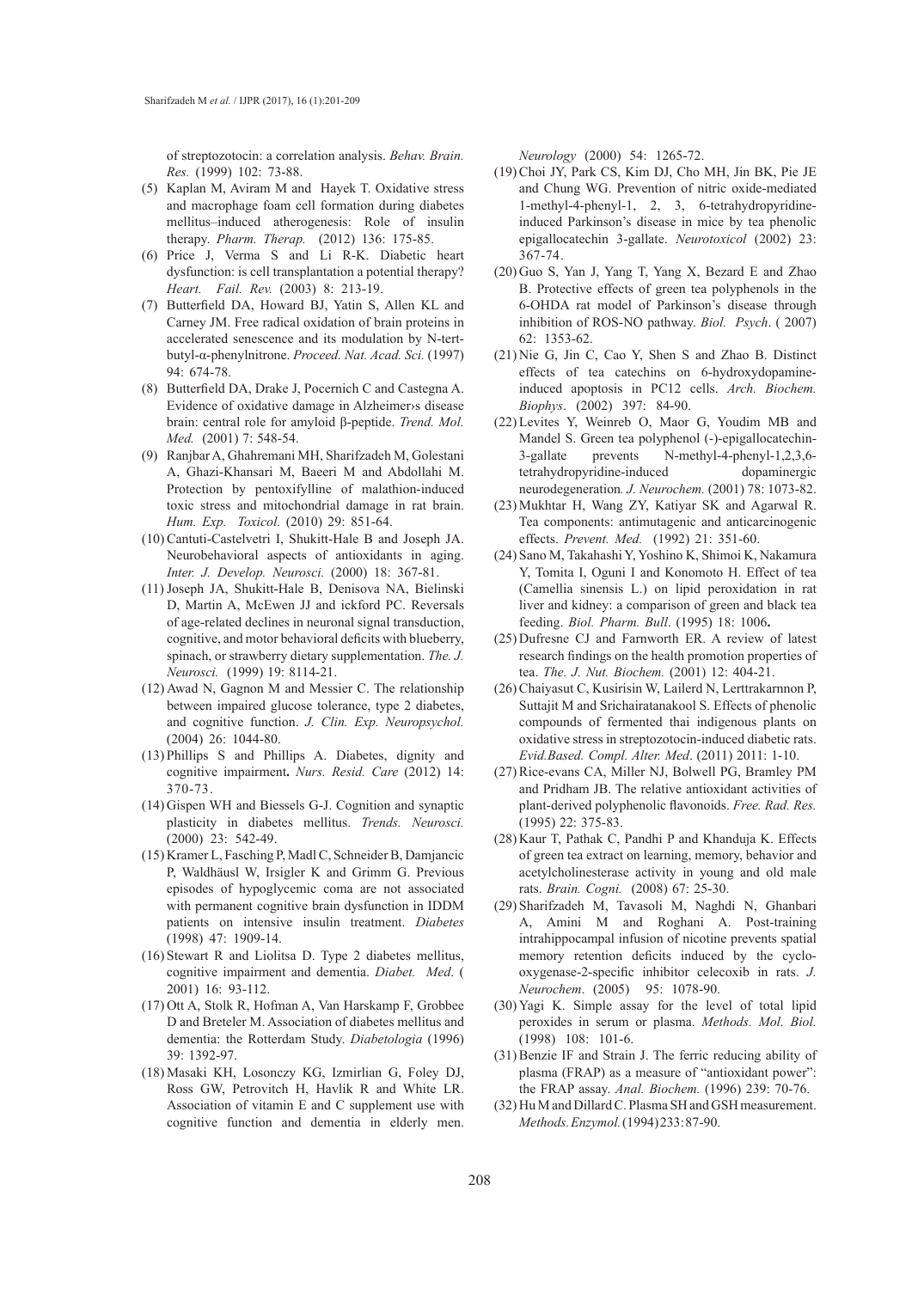of streptozotocin: a correlation analysis. *Behav. Brain. Res.* (1999) 102: 73-88.

(5) Kaplan M, Aviram M and Hayek T. Oxidative stress and macrophage foam cell formation during diabetes mellitus–induced atherogenesis: Role of insulin therapy. *Pharm. Therap.* (2012) 136: 175-85.

(6) Price J, Verma S and Li R-K. Diabetic heart dysfunction: is cell transplantation a potential therapy? *Heart. Fail. Rev.* (2003) 8: 213-19.

(7) Butterfield DA, Howard BJ, Yatin S, Allen KL and Carney JM. Free radical oxidation of brain proteins in accelerated senescence and its modulation by N-tert-butyl-α-phenylnitrone. *Proceed. Nat. Acad. Sci.* (1997) 94: 674-78.

(8) Butterfield DA, Drake J, Pocernich C and Castegna A. Evidence of oxidative damage in Alzheimer›s disease brain: central role for amyloid β-peptide. *Trend. Mol. Med.* (2001) 7: 548-54.

(9) Ranjbar A, Ghahremani MH, Sharifzadeh M, Golestani A, Ghazi-Khansari M, Baeeri M and Abdollahi M. Protection by pentoxifylline of malathion-induced toxic stress and mitochondrial damage in rat brain. *Hum. Exp. Toxicol.* (2010) 29: 851-64.

(10) Cantuti-Castelvetri I, Shukitt-Hale B and Joseph JA. Neurobehavioral aspects of antioxidants in aging. *Inter. J. Develop. Neurosci.* (2000) 18: 367-81.

(11) Joseph JA, Shukitt-Hale B, Denisova NA, Bielinski D, Martin A, McEwen JJ and ickford PC. Reversals of age-related declines in neuronal signal transduction, cognitive, and motor behavioral deficits with blueberry, spinach, or strawberry dietary supplementation. *The. J. Neurosci.* (1999) 19: 8114-21.

(12) Awad N, Gagnon M and Messier C. The relationship between impaired glucose tolerance, type 2 diabetes, and cognitive function. *J. Clin. Exp. Neuropsychol.* (2004) 26: 1044-80.

(13) Phillips S and Phillips A. Diabetes, dignity and cognitive impairment**.** *Nurs. Resid. Care* (2012) 14: 370-73.

(14) Gispen WH and Biessels G-J. Cognition and synaptic plasticity in diabetes mellitus. *Trends. Neurosci.* (2000) 23: 542-49.

(15) Kramer L, Fasching P, Madl C, Schneider B, Damjancic P, Waldhäusl W, Irsigler K and Grimm G. Previous episodes of hypoglycemic coma are not associated with permanent cognitive brain dysfunction in IDDM patients on intensive insulin treatment. *Diabetes* (1998) 47: 1909-14.

(16) Stewart R and Liolitsa D. Type 2 diabetes mellitus, cognitive impairment and dementia. *Diabet. Med*. ( 2001) 16: 93-112.

(17) Ott A, Stolk R, Hofman A, Van Harskamp F, Grobbee D and Breteler M. Association of diabetes mellitus and dementia: the Rotterdam Study. *Diabetologia* (1996) 39: 1392-97.

(18) Masaki KH, Losonczy KG, Izmirlian G, Foley DJ, Ross GW, Petrovitch H, Havlik R and White LR. Association of vitamin E and C supplement use with cognitive function and dementia in elderly men. *Neurology* (2000) 54: 1265-72.

(19) Choi JY, Park CS, Kim DJ, Cho MH, Jin BK, Pie JE and Chung WG. Prevention of nitric oxide-mediated 1-methyl-4-phenyl-1, 2, 3, 6-tetrahydropyridine-induced Parkinson's disease in mice by tea phenolic epigallocatechin 3-gallate. *Neurotoxicol* (2002) 23: 367-74.

(20) Guo S, Yan J, Yang T, Yang X, Bezard E and Zhao B. Protective effects of green tea polyphenols in the 6-OHDA rat model of Parkinson's disease through inhibition of ROS-NO pathway. *Biol. Psych*. ( 2007) 62: 1353-62.

(21) Nie G, Jin C, Cao Y, Shen S and Zhao B. Distinct effects of tea catechins on 6-hydroxydopamine-induced apoptosis in PC12 cells. *Arch. Biochem. Biophys*. (2002) 397: 84-90.

(22) Levites Y, Weinreb O, Maor G, Youdim MB and Mandel S. Green tea polyphenol (-)-epigallocatechin-3-gallate prevents N-methyl-4-phenyl-1,2,3,6-tetrahydropyridine-induced dopaminergic neurodegeneration*. J. Neurochem.* (2001) 78: 1073-82.

(23) Mukhtar H, Wang ZY, Katiyar SK and Agarwal R. Tea components: antimutagenic and anticarcinogenic effects. *Prevent. Med.* (1992) 21: 351-60.

(24) Sano M, Takahashi Y, Yoshino K, Shimoi K, Nakamura Y, Tomita I, Oguni I and Konomoto H. Effect of tea (Camellia sinensis L.) on lipid peroxidation in rat liver and kidney: a comparison of green and black tea feeding. *Biol. Pharm. Bull*. (1995) 18: 1006**.**

(25) Dufresne CJ and Farnworth ER. A review of latest research findings on the health promotion properties of tea. *The. J. Nut. Biochem.* (2001) 12: 404-21.

(26) Chaiyasut C, Kusirisin W, Lailerd N, Lerttrakarnnon P, Suttajit M and Srichairatanakool S. Effects of phenolic compounds of fermented thai indigenous plants on oxidative stress in streptozotocin-induced diabetic rats. *Evid.Based. Compl. Alter. Med*. (2011) 2011: 1-10.

(27) Rice-evans CA, Miller NJ, Bolwell PG, Bramley PM and Pridham JB. The relative antioxidant activities of plant-derived polyphenolic flavonoids. *Free. Rad. Res.* (1995) 22: 375-83.

(28) Kaur T, Pathak C, Pandhi P and Khanduja K. Effects of green tea extract on learning, memory, behavior and acetylcholinesterase activity in young and old male rats. *Brain. Cogni.* (2008) 67: 25-30.

(29) Sharifzadeh M, Tavasoli M, Naghdi N, Ghanbari A, Amini M and Roghani A. Post-training intrahippocampal infusion of nicotine prevents spatial memory retention deficits induced by the cyclo-oxygenase-2-specific inhibitor celecoxib in rats. *J. Neurochem*. (2005) 95: 1078-90.

(30) Yagi K. Simple assay for the level of total lipid peroxides in serum or plasma. *Methods. Mol. Biol.* (1998) 108: 101-6.

(31) Benzie IF and Strain J. The ferric reducing ability of plasma (FRAP) as a measure of "antioxidant power": the FRAP assay. *Anal. Biochem.* (1996) 239: 70-76.

(32) Hu M and Dillard C. Plasma SH and GSH measurement. *Methods. Enzymol.* (1994) 233: 87-90.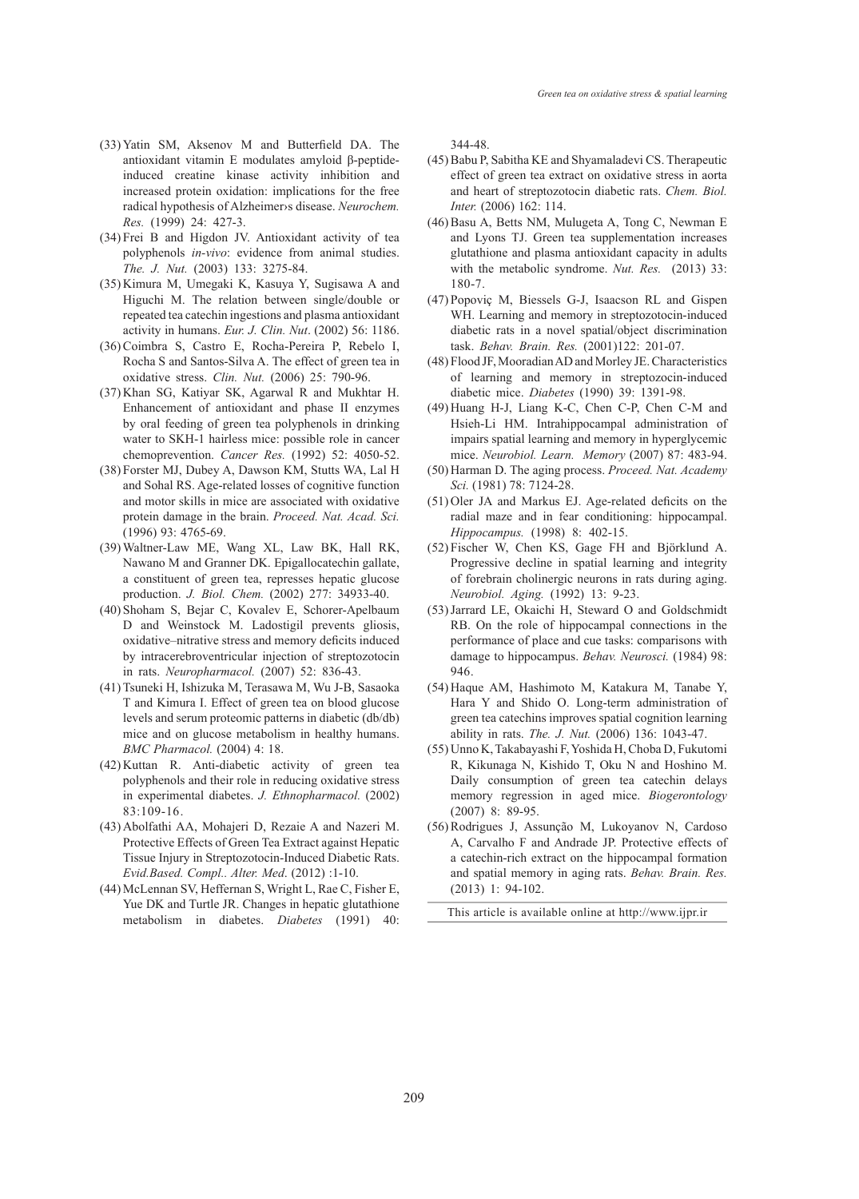(33) Yatin SM, Aksenov M and Butterfield DA. The antioxidant vitamin E modulates amyloid β-peptide-induced creatine kinase activity inhibition and increased protein oxidation: implications for the free radical hypothesis of Alzheimer›s disease. *Neurochem. Res.* (1999) 24: 427-3.

(34) Frei B and Higdon JV. Antioxidant activity of tea polyphenols *in-vivo*: evidence from animal studies. *The. J. Nut.* (2003) 133: 3275-84.

(35) Kimura M, Umegaki K, Kasuya Y, Sugisawa A and Higuchi M. The relation between single/double or repeated tea catechin ingestions and plasma antioxidant activity in humans. *Eur. J. Clin. Nut*. (2002) 56: 1186.

(36) Coimbra S, Castro E, Rocha-Pereira P, Rebelo I, Rocha S and Santos-Silva A. The effect of green tea in oxidative stress. *Clin. Nut.* (2006) 25: 790-96.

(37) Khan SG, Katiyar SK, Agarwal R and Mukhtar H. Enhancement of antioxidant and phase II enzymes by oral feeding of green tea polyphenols in drinking water to SKH-1 hairless mice: possible role in cancer chemoprevention. *Cancer Res.* (1992) 52: 4050-52.

(38) Forster MJ, Dubey A, Dawson KM, Stutts WA, Lal H and Sohal RS. Age-related losses of cognitive function and motor skills in mice are associated with oxidative protein damage in the brain. *Proceed. Nat. Acad. Sci.* (1996) 93: 4765-69.

(39) Waltner-Law ME, Wang XL, Law BK, Hall RK, Nawano M and Granner DK. Epigallocatechin gallate, a constituent of green tea, represses hepatic glucose production. *J. Biol. Chem.* (2002) 277: 34933-40.

(40) Shoham S, Bejar C, Kovalev E, Schorer-Apelbaum D and Weinstock M. Ladostigil prevents gliosis, oxidative–nitrative stress and memory deficits induced by intracerebroventricular injection of streptozotocin in rats. *Neuropharmacol.* (2007) 52: 836-43.

(41) Tsuneki H, Ishizuka M, Terasawa M, Wu J-B, Sasaoka T and Kimura I. Effect of green tea on blood glucose levels and serum proteomic patterns in diabetic (db/db) mice and on glucose metabolism in healthy humans. *BMC Pharmacol.* (2004) 4: 18.

(42) Kuttan R. Anti-diabetic activity of green tea polyphenols and their role in reducing oxidative stress in experimental diabetes. *J. Ethnopharmacol.* (2002) 83:109-16.

(43) Abolfathi AA, Mohajeri D, Rezaie A and Nazeri M. Protective Effects of Green Tea Extract against Hepatic Tissue Injury in Streptozotocin-Induced Diabetic Rats. *Evid.Based. Compl.. Alter. Med*. (2012) :1-10.

(44) McLennan SV, Heffernan S, Wright L, Rae C, Fisher E, Yue DK and Turtle JR. Changes in hepatic glutathione metabolism in diabetes. *Diabetes* (1991) 40: 344-48.

(45) Babu P, Sabitha KE and Shyamaladevi CS. Therapeutic effect of green tea extract on oxidative stress in aorta and heart of streptozotocin diabetic rats. *Chem. Biol. Inter.* (2006) 162: 114.

(46) Basu A, Betts NM, Mulugeta A, Tong C, Newman E and Lyons TJ. Green tea supplementation increases glutathione and plasma antioxidant capacity in adults with the metabolic syndrome. *Nut. Res.* (2013) 33: 180-7.

(47) Popoviç M, Biessels G-J, Isaacson RL and Gispen WH. Learning and memory in streptozotocin-induced diabetic rats in a novel spatial/object discrimination task. *Behav. Brain. Res.* (2001)122: 201-07.

(48) Flood JF, Mooradian AD and Morley JE. Characteristics of learning and memory in streptozocin-induced diabetic mice. *Diabetes* (1990) 39: 1391-98.

(49) Huang H-J, Liang K-C, Chen C-P, Chen C-M and Hsieh-Li HM. Intrahippocampal administration of impairs spatial learning and memory in hyperglycemic mice. *Neurobiol. Learn. Memory* (2007) 87: 483-94.

(50) Harman D. The aging process. *Proceed. Nat. Academy Sci.* (1981) 78: 7124-28.

(51) Oler JA and Markus EJ. Age-related deficits on the radial maze and in fear conditioning: hippocampal. *Hippocampus.* (1998) 8: 402-15.

(52) Fischer W, Chen KS, Gage FH and Björklund A. Progressive decline in spatial learning and integrity of forebrain cholinergic neurons in rats during aging. *Neurobiol. Aging.* (1992) 13: 9-23.

(53) Jarrard LE, Okaichi H, Steward O and Goldschmidt RB. On the role of hippocampal connections in the performance of place and cue tasks: comparisons with damage to hippocampus. *Behav. Neurosci.* (1984) 98: 946.

(54) Haque AM, Hashimoto M, Katakura M, Tanabe Y, Hara Y and Shido O. Long-term administration of green tea catechins improves spatial cognition learning ability in rats. *The. J. Nut.* (2006) 136: 1043-47.

(55) Unno K, Takabayashi F, Yoshida H, Choba D, Fukutomi R, Kikunaga N, Kishido T, Oku N and Hoshino M. Daily consumption of green tea catechin delays memory regression in aged mice. *Biogerontology* (2007) 8: 89-95.

(56) Rodrigues J, Assunção M, Lukoyanov N, Cardoso A, Carvalho F and Andrade JP. Protective effects of a catechin-rich extract on the hippocampal formation and spatial memory in aging rats. *Behav. Brain. Res.* (2013) 1: 94-102.

This article is available online at http://www.ijpr.ir